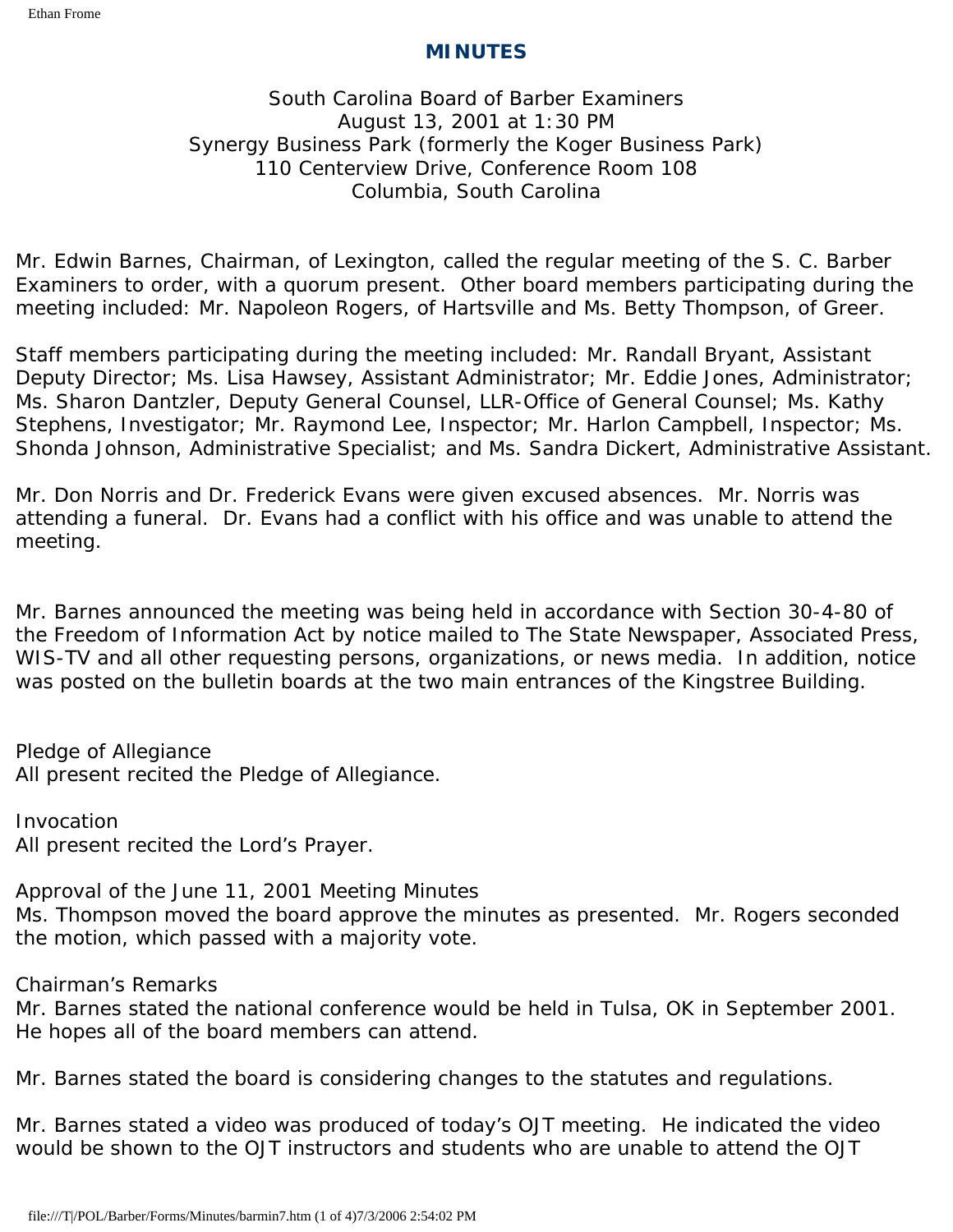# MINUTES

South Carolina Board of Barber Examiners
August 13, 2001 at 1:30 PM
Synergy Business Park (formerly the Koger Business Park)
110 Centerview Drive, Conference Room 108
Columbia, South Carolina

Mr. Edwin Barnes, Chairman, of Lexington, called the regular meeting of the S. C. Barber Examiners to order, with a quorum present. Other board members participating during the meeting included: Mr. Napoleon Rogers, of Hartsville and Ms. Betty Thompson, of Greer.

Staff members participating during the meeting included: Mr. Randall Bryant, Assistant Deputy Director; Ms. Lisa Hawsey, Assistant Administrator; Mr. Eddie Jones, Administrator; Ms. Sharon Dantzler, Deputy General Counsel, LLR-Office of General Counsel; Ms. Kathy Stephens, Investigator; Mr. Raymond Lee, Inspector; Mr. Harlon Campbell, Inspector; Ms. Shonda Johnson, Administrative Specialist; and Ms. Sandra Dickert, Administrative Assistant.

Mr. Don Norris and Dr. Frederick Evans were given excused absences. Mr. Norris was attending a funeral. Dr. Evans had a conflict with his office and was unable to attend the meeting.

Mr. Barnes announced the meeting was being held in accordance with Section 30-4-80 of the Freedom of Information Act by notice mailed to The State Newspaper, Associated Press, WIS-TV and all other requesting persons, organizations, or news media. In addition, notice was posted on the bulletin boards at the two main entrances of the Kingstree Building.

Pledge of Allegiance
All present recited the Pledge of Allegiance.

Invocation
All present recited the Lord's Prayer.

Approval of the June 11, 2001 Meeting Minutes
Ms. Thompson moved the board approve the minutes as presented. Mr. Rogers seconded the motion, which passed with a majority vote.

Chairman's Remarks
Mr. Barnes stated the national conference would be held in Tulsa, OK in September 2001. He hopes all of the board members can attend.

Mr. Barnes stated the board is considering changes to the statutes and regulations.

Mr. Barnes stated a video was produced of today's OJT meeting. He indicated the video would be shown to the OJT instructors and students who are unable to attend the OJT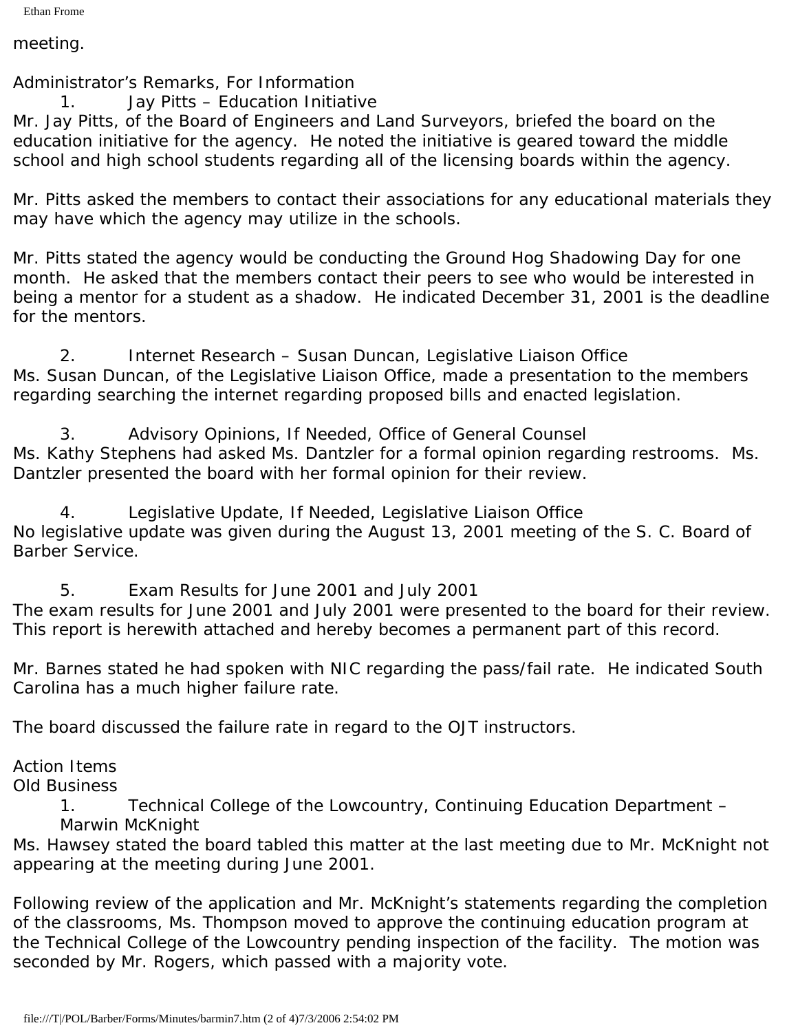meeting.

Administrator's Remarks, For Information

1. Jay Pitts – Education Initiative

Mr. Jay Pitts, of the Board of Engineers and Land Surveyors, briefed the board on the education initiative for the agency. He noted the initiative is geared toward the middle school and high school students regarding all of the licensing boards within the agency.

Mr. Pitts asked the members to contact their associations for any educational materials they may have which the agency may utilize in the schools.

Mr. Pitts stated the agency would be conducting the Ground Hog Shadowing Day for one month. He asked that the members contact their peers to see who would be interested in being a mentor for a student as a shadow. He indicated December 31, 2001 is the deadline for the mentors.

2. Internet Research – Susan Duncan, Legislative Liaison Office

Ms. Susan Duncan, of the Legislative Liaison Office, made a presentation to the members regarding searching the internet regarding proposed bills and enacted legislation.

3. Advisory Opinions, If Needed, Office of General Counsel

Ms. Kathy Stephens had asked Ms. Dantzler for a formal opinion regarding restrooms. Ms. Dantzler presented the board with her formal opinion for their review.

4. Legislative Update, If Needed, Legislative Liaison Office

No legislative update was given during the August 13, 2001 meeting of the S. C. Board of Barber Service.

5. Exam Results for June 2001 and July 2001

The exam results for June 2001 and July 2001 were presented to the board for their review. This report is herewith attached and hereby becomes a permanent part of this record.

Mr. Barnes stated he had spoken with NIC regarding the pass/fail rate. He indicated South Carolina has a much higher failure rate.

The board discussed the failure rate in regard to the OJT instructors.

Action Items

Old Business

1. Technical College of the Lowcountry, Continuing Education Department – Marwin McKnight

Ms. Hawsey stated the board tabled this matter at the last meeting due to Mr. McKnight not appearing at the meeting during June 2001.

Following review of the application and Mr. McKnight's statements regarding the completion of the classrooms, Ms. Thompson moved to approve the continuing education program at the Technical College of the Lowcountry pending inspection of the facility. The motion was seconded by Mr. Rogers, which passed with a majority vote.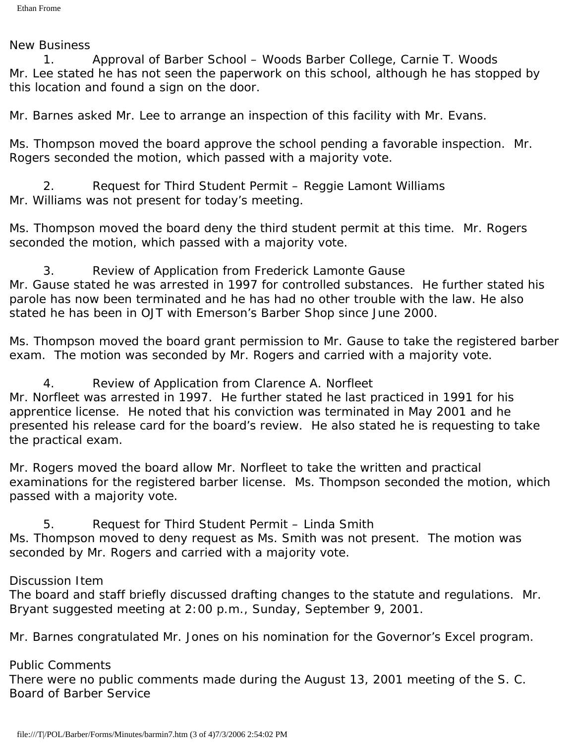## New Business

1. Approval of Barber School – Woods Barber College, Carnie T. Woods

Mr. Lee stated he has not seen the paperwork on this school, although he has stopped by this location and found a sign on the door.

Mr. Barnes asked Mr. Lee to arrange an inspection of this facility with Mr. Evans.

Ms. Thompson moved the board approve the school pending a favorable inspection. Mr. Rogers seconded the motion, which passed with a majority vote.

2. Request for Third Student Permit – Reggie Lamont Williams

Mr. Williams was not present for today's meeting.

Ms. Thompson moved the board deny the third student permit at this time. Mr. Rogers seconded the motion, which passed with a majority vote.

3. Review of Application from Frederick Lamonte Gause

Mr. Gause stated he was arrested in 1997 for controlled substances. He further stated his parole has now been terminated and he has had no other trouble with the law. He also stated he has been in OJT with Emerson's Barber Shop since June 2000.

Ms. Thompson moved the board grant permission to Mr. Gause to take the registered barber exam. The motion was seconded by Mr. Rogers and carried with a majority vote.

4. Review of Application from Clarence A. Norfleet

Mr. Norfleet was arrested in 1997. He further stated he last practiced in 1991 for his apprentice license. He noted that his conviction was terminated in May 2001 and he presented his release card for the board's review. He also stated he is requesting to take the practical exam.

Mr. Rogers moved the board allow Mr. Norfleet to take the written and practical examinations for the registered barber license. Ms. Thompson seconded the motion, which passed with a majority vote.

5. Request for Third Student Permit – Linda Smith

Ms. Thompson moved to deny request as Ms. Smith was not present. The motion was seconded by Mr. Rogers and carried with a majority vote.

## Discussion Item

The board and staff briefly discussed drafting changes to the statute and regulations. Mr. Bryant suggested meeting at 2:00 p.m., Sunday, September 9, 2001.

Mr. Barnes congratulated Mr. Jones on his nomination for the Governor's Excel program.

## Public Comments

There were no public comments made during the August 13, 2001 meeting of the S. C. Board of Barber Service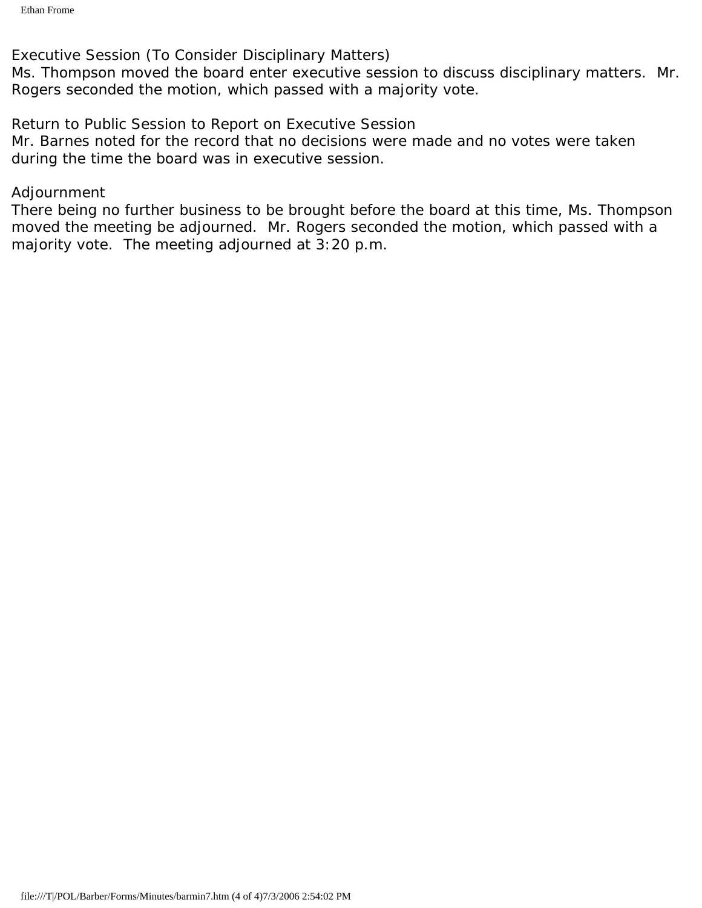Executive Session (To Consider Disciplinary Matters)
Ms. Thompson moved the board enter executive session to discuss disciplinary matters. Mr. Rogers seconded the motion, which passed with a majority vote.

Return to Public Session to Report on Executive Session
Mr. Barnes noted for the record that no decisions were made and no votes were taken during the time the board was in executive session.

Adjournment
There being no further business to be brought before the board at this time, Ms. Thompson moved the meeting be adjourned. Mr. Rogers seconded the motion, which passed with a majority vote. The meeting adjourned at 3:20 p.m.